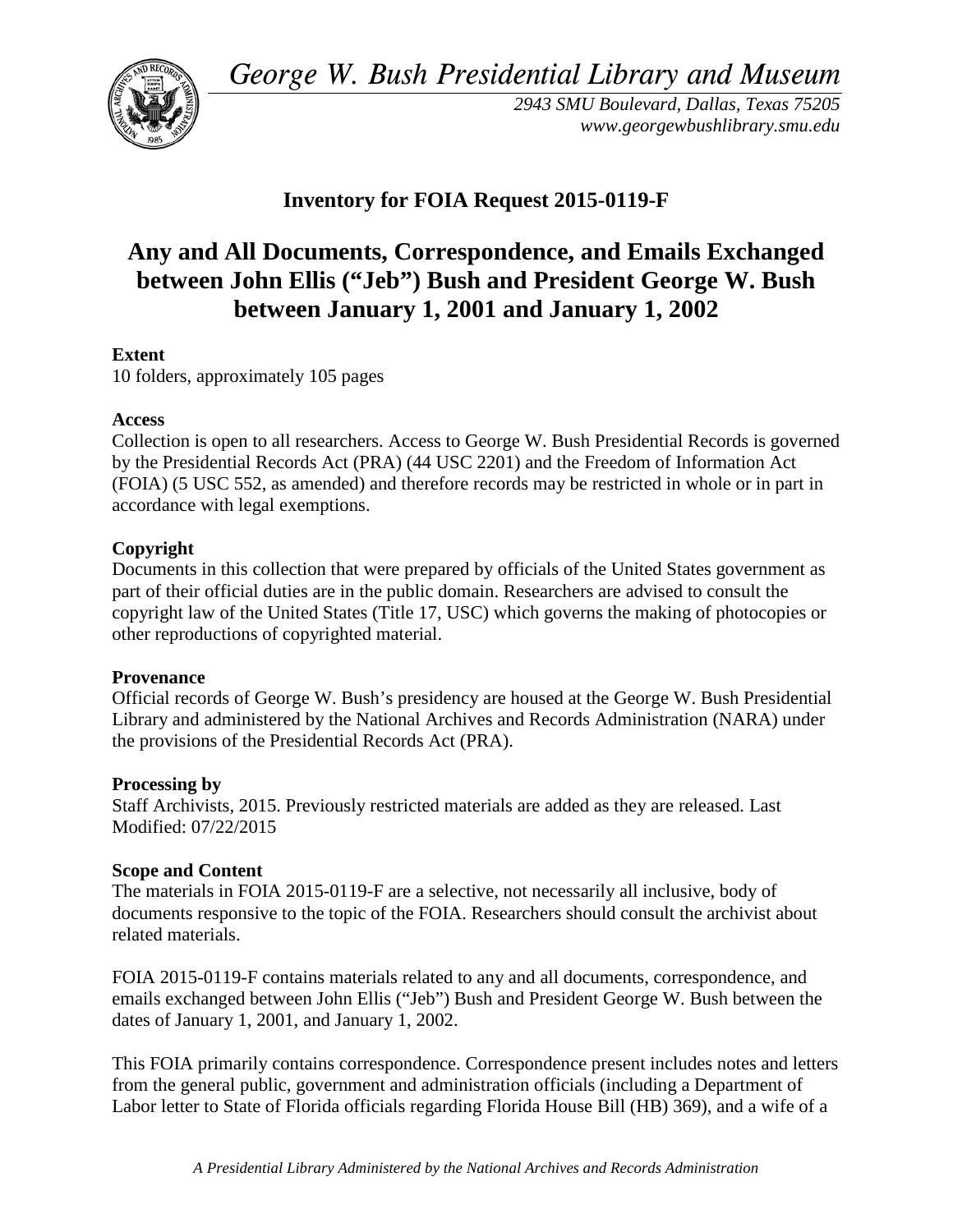*George W. Bush Presidential Library and Museum*

*2943 SMU Boulevard, Dallas, Texas 75205*
*www.georgewbushlibrary.smu.edu*

## Inventory for FOIA Request 2015-0119-F

# Any and All Documents, Correspondence, and Emails Exchanged between John Ellis ("Jeb") Bush and President George W. Bush between January 1, 2001 and January 1, 2002

**Extent**
10 folders, approximately 105 pages

**Access**
Collection is open to all researchers. Access to George W. Bush Presidential Records is governed by the Presidential Records Act (PRA) (44 USC 2201) and the Freedom of Information Act (FOIA) (5 USC 552, as amended) and therefore records may be restricted in whole or in part in accordance with legal exemptions.

**Copyright**
Documents in this collection that were prepared by officials of the United States government as part of their official duties are in the public domain. Researchers are advised to consult the copyright law of the United States (Title 17, USC) which governs the making of photocopies or other reproductions of copyrighted material.

**Provenance**
Official records of George W. Bush's presidency are housed at the George W. Bush Presidential Library and administered by the National Archives and Records Administration (NARA) under the provisions of the Presidential Records Act (PRA).

**Processing by**
Staff Archivists, 2015. Previously restricted materials are added as they are released. Last Modified: 07/22/2015

**Scope and Content**
The materials in FOIA 2015-0119-F are a selective, not necessarily all inclusive, body of documents responsive to the topic of the FOIA. Researchers should consult the archivist about related materials.

FOIA 2015-0119-F contains materials related to any and all documents, correspondence, and emails exchanged between John Ellis ("Jeb") Bush and President George W. Bush between the dates of January 1, 2001, and January 1, 2002.

This FOIA primarily contains correspondence. Correspondence present includes notes and letters from the general public, government and administration officials (including a Department of Labor letter to State of Florida officials regarding Florida House Bill (HB) 369), and a wife of a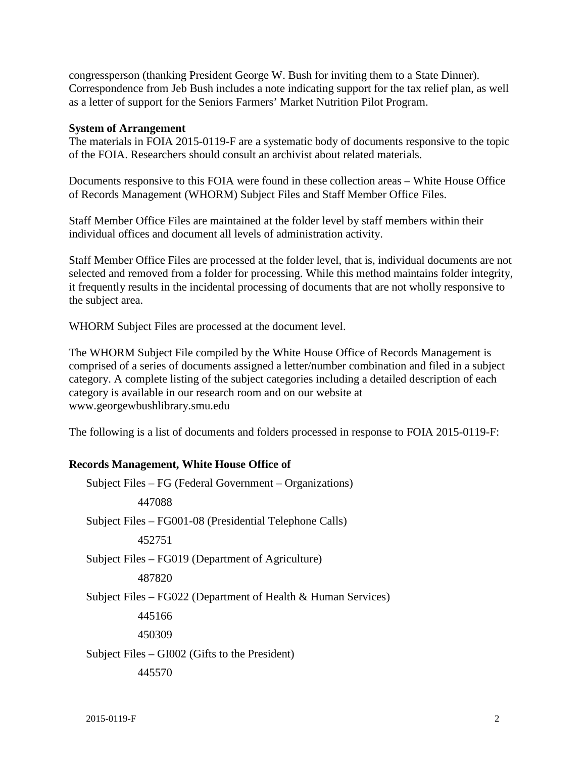congressperson (thanking President George W. Bush for inviting them to a State Dinner). Correspondence from Jeb Bush includes a note indicating support for the tax relief plan, as well as a letter of support for the Seniors Farmers' Market Nutrition Pilot Program.

**System of Arrangement**

The materials in FOIA 2015-0119-F are a systematic body of documents responsive to the topic of the FOIA. Researchers should consult an archivist about related materials.

Documents responsive to this FOIA were found in these collection areas – White House Office of Records Management (WHORM) Subject Files and Staff Member Office Files.

Staff Member Office Files are maintained at the folder level by staff members within their individual offices and document all levels of administration activity.

Staff Member Office Files are processed at the folder level, that is, individual documents are not selected and removed from a folder for processing. While this method maintains folder integrity, it frequently results in the incidental processing of documents that are not wholly responsive to the subject area.

WHORM Subject Files are processed at the document level.

The WHORM Subject File compiled by the White House Office of Records Management is comprised of a series of documents assigned a letter/number combination and filed in a subject category. A complete listing of the subject categories including a detailed description of each category is available in our research room and on our website at www.georgewbushlibrary.smu.edu

The following is a list of documents and folders processed in response to FOIA 2015-0119-F:

**Records Management, White House Office of**

- Subject Files – FG (Federal Government – Organizations)
  - 447088
- Subject Files – FG001-08 (Presidential Telephone Calls)
  - 452751
- Subject Files – FG019 (Department of Agriculture)
  - 487820
- Subject Files – FG022 (Department of Health & Human Services)
  - 445166
  - 450309
- Subject Files – GI002 (Gifts to the President)
  - 445570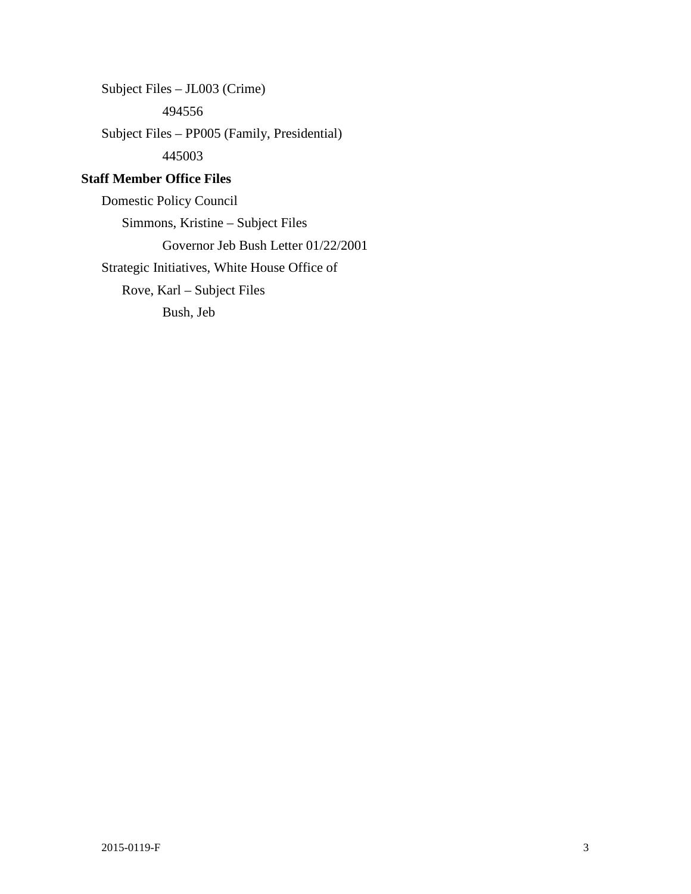Subject Files – JL003 (Crime)

494556

Subject Files – PP005 (Family, Presidential)

445003

**Staff Member Office Files**

Domestic Policy Council

Simmons, Kristine – Subject Files

Governor Jeb Bush Letter 01/22/2001

Strategic Initiatives, White House Office of

Rove, Karl – Subject Files

Bush, Jeb